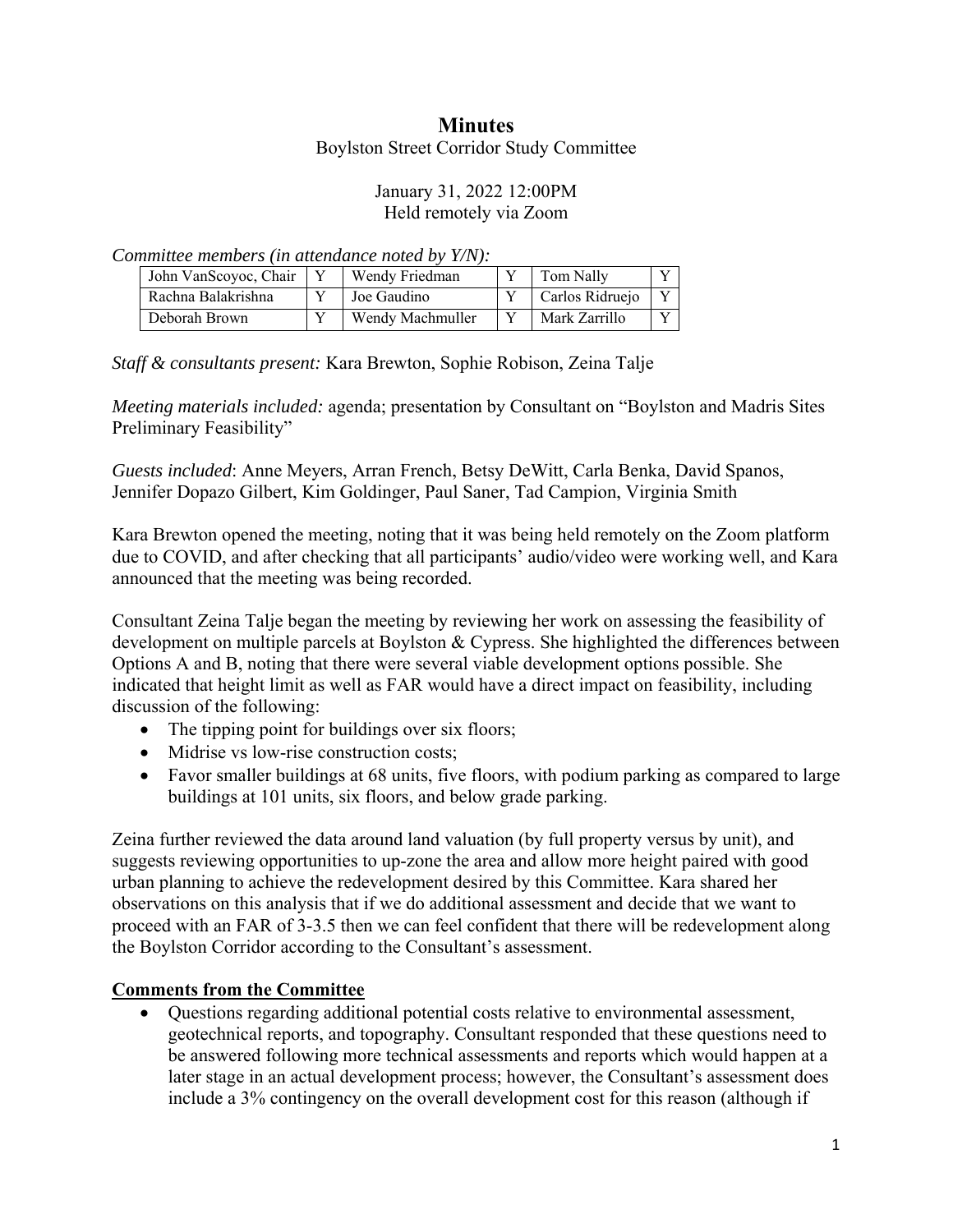# Minutes

Boylston Street Corridor Study Committee

January 31, 2022 12:00PM
Held remotely via Zoom

*Committee members (in attendance noted by Y/N):*

| John VanScoyoc, Chair | Y | Wendy Friedman | Y | Tom Nally | Y |
|---|---|---|---|---|---|
| Rachna Balakrishna | Y | Joe Gaudino | Y | Carlos Ridruejo | Y |
| Deborah Brown | Y | Wendy Machmuller | Y | Mark Zarrillo | Y |

*Staff & consultants present:* Kara Brewton, Sophie Robison, Zeina Talje

*Meeting materials included:* agenda; presentation by Consultant on "Boylston and Madris Sites Preliminary Feasibility"

*Guests included*: Anne Meyers, Arran French, Betsy DeWitt, Carla Benka, David Spanos, Jennifer Dopazo Gilbert, Kim Goldinger, Paul Saner, Tad Campion, Virginia Smith

Kara Brewton opened the meeting, noting that it was being held remotely on the Zoom platform due to COVID, and after checking that all participants' audio/video were working well, and Kara announced that the meeting was being recorded.

Consultant Zeina Talje began the meeting by reviewing her work on assessing the feasibility of development on multiple parcels at Boylston & Cypress. She highlighted the differences between Options A and B, noting that there were several viable development options possible. She indicated that height limit as well as FAR would have a direct impact on feasibility, including discussion of the following:

- The tipping point for buildings over six floors;
- Midrise vs low-rise construction costs;
- Favor smaller buildings at 68 units, five floors, with podium parking as compared to large buildings at 101 units, six floors, and below grade parking.

Zeina further reviewed the data around land valuation (by full property versus by unit), and suggests reviewing opportunities to up-zone the area and allow more height paired with good urban planning to achieve the redevelopment desired by this Committee. Kara shared her observations on this analysis that if we do additional assessment and decide that we want to proceed with an FAR of 3-3.5 then we can feel confident that there will be redevelopment along the Boylston Corridor according to the Consultant's assessment.

## Comments from the Committee

- Questions regarding additional potential costs relative to environmental assessment, geotechnical reports, and topography. Consultant responded that these questions need to be answered following more technical assessments and reports which would happen at a later stage in an actual development process; however, the Consultant's assessment does include a 3% contingency on the overall development cost for this reason (although if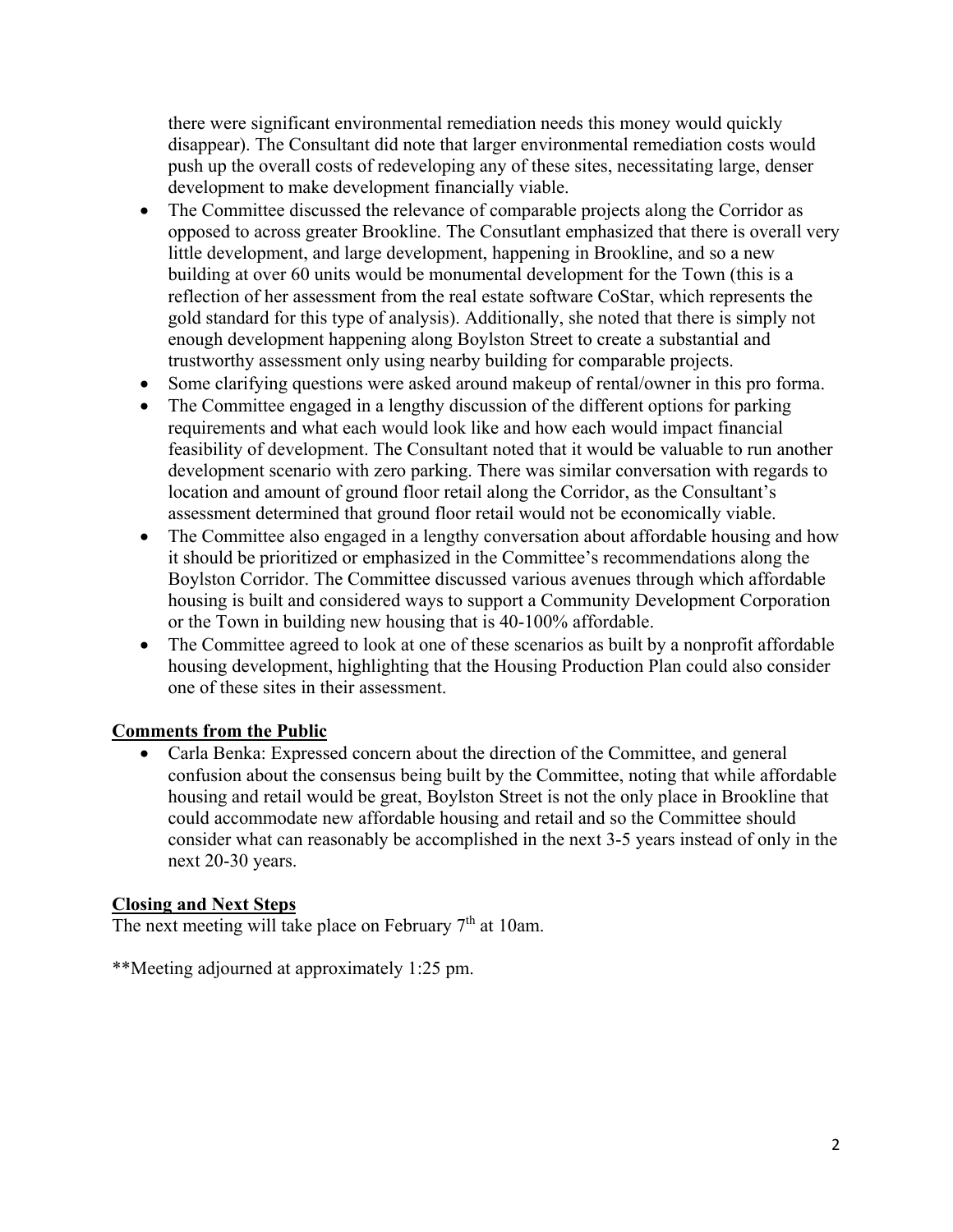there were significant environmental remediation needs this money would quickly disappear). The Consultant did note that larger environmental remediation costs would push up the overall costs of redeveloping any of these sites, necessitating large, denser development to make development financially viable.

- The Committee discussed the relevance of comparable projects along the Corridor as opposed to across greater Brookline. The Consutlant emphasized that there is overall very little development, and large development, happening in Brookline, and so a new building at over 60 units would be monumental development for the Town (this is a reflection of her assessment from the real estate software CoStar, which represents the gold standard for this type of analysis). Additionally, she noted that there is simply not enough development happening along Boylston Street to create a substantial and trustworthy assessment only using nearby building for comparable projects.
- Some clarifying questions were asked around makeup of rental/owner in this pro forma.
- The Committee engaged in a lengthy discussion of the different options for parking requirements and what each would look like and how each would impact financial feasibility of development. The Consultant noted that it would be valuable to run another development scenario with zero parking. There was similar conversation with regards to location and amount of ground floor retail along the Corridor, as the Consultant's assessment determined that ground floor retail would not be economically viable.
- The Committee also engaged in a lengthy conversation about affordable housing and how it should be prioritized or emphasized in the Committee's recommendations along the Boylston Corridor. The Committee discussed various avenues through which affordable housing is built and considered ways to support a Community Development Corporation or the Town in building new housing that is 40-100% affordable.
- The Committee agreed to look at one of these scenarios as built by a nonprofit affordable housing development, highlighting that the Housing Production Plan could also consider one of these sites in their assessment.

## Comments from the Public

- Carla Benka: Expressed concern about the direction of the Committee, and general confusion about the consensus being built by the Committee, noting that while affordable housing and retail would be great, Boylston Street is not the only place in Brookline that could accommodate new affordable housing and retail and so the Committee should consider what can reasonably be accomplished in the next 3-5 years instead of only in the next 20-30 years.

## Closing and Next Steps

The next meeting will take place on February 7th at 10am.

**Meeting adjourned at approximately 1:25 pm.